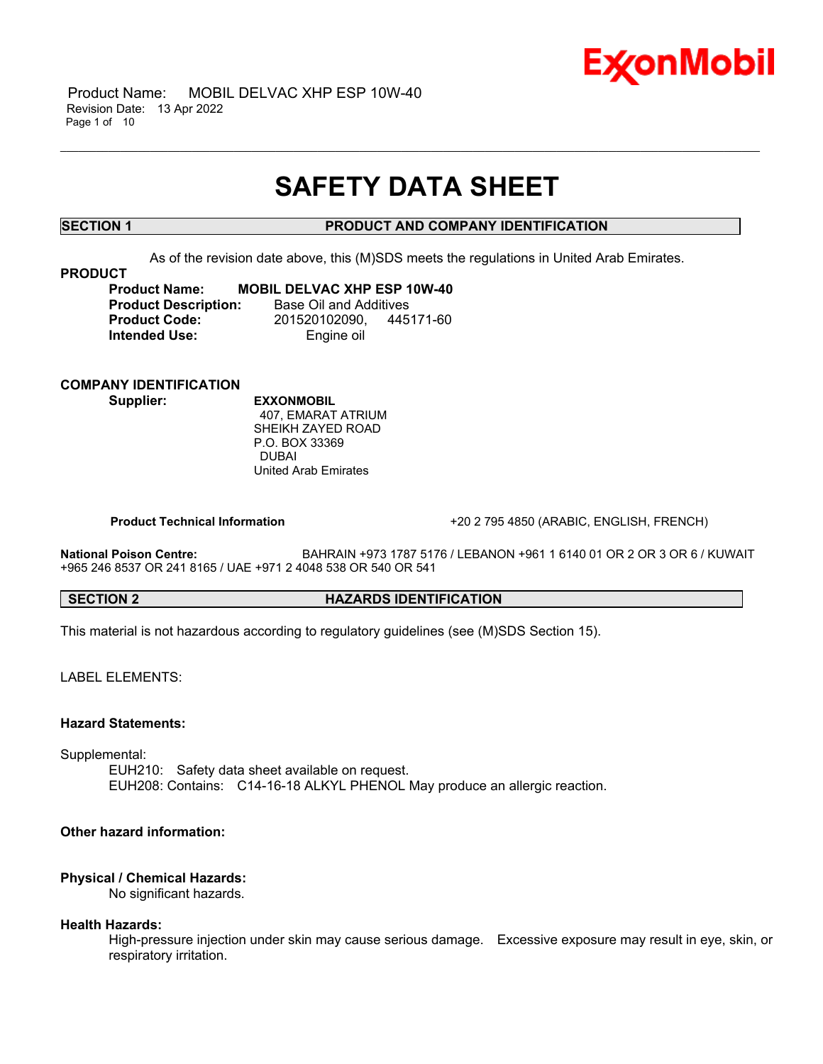# SAFETY DATA SHEET

## SECTION 1 PRODUCT AND COMPANY IDENTIFICATION

As of the revision date above, this (M)SDS meets the regulations in United Arab Emirates.

**PRODUCT**

**Product Name:** **MOBIL DELVAC XHP ESP 10W-40**
**Product Description:** Base Oil and Additives
**Product Code:** 201520102090, 445171-60
**Intended Use:** Engine oil

**COMPANY IDENTIFICATION**

**Supplier:** **EXXONMOBIL**
407, EMARAT ATRIUM
SHEIKH ZAYED ROAD
P.O. BOX 33369
DUBAI
United Arab Emirates

**Product Technical Information** +20 2 795 4850 (ARABIC, ENGLISH, FRENCH)

**National Poison Centre:** BAHRAIN +973 1787 5176 / LEBANON +961 1 6140 01 OR 2 OR 3 OR 6 / KUWAIT +965 246 8537 OR 241 8165 / UAE +971 2 4048 538 OR 540 OR 541

## SECTION 2 HAZARDS IDENTIFICATION

This material is not hazardous according to regulatory guidelines (see (M)SDS Section 15).

LABEL ELEMENTS:

**Hazard Statements:**

Supplemental:
EUH210: Safety data sheet available on request.
EUH208: Contains: C14-16-18 ALKYL PHENOL May produce an allergic reaction.

**Other hazard information:**

**Physical / Chemical Hazards:**
No significant hazards.

**Health Hazards:**
High-pressure injection under skin may cause serious damage. Excessive exposure may result in eye, skin, or respiratory irritation.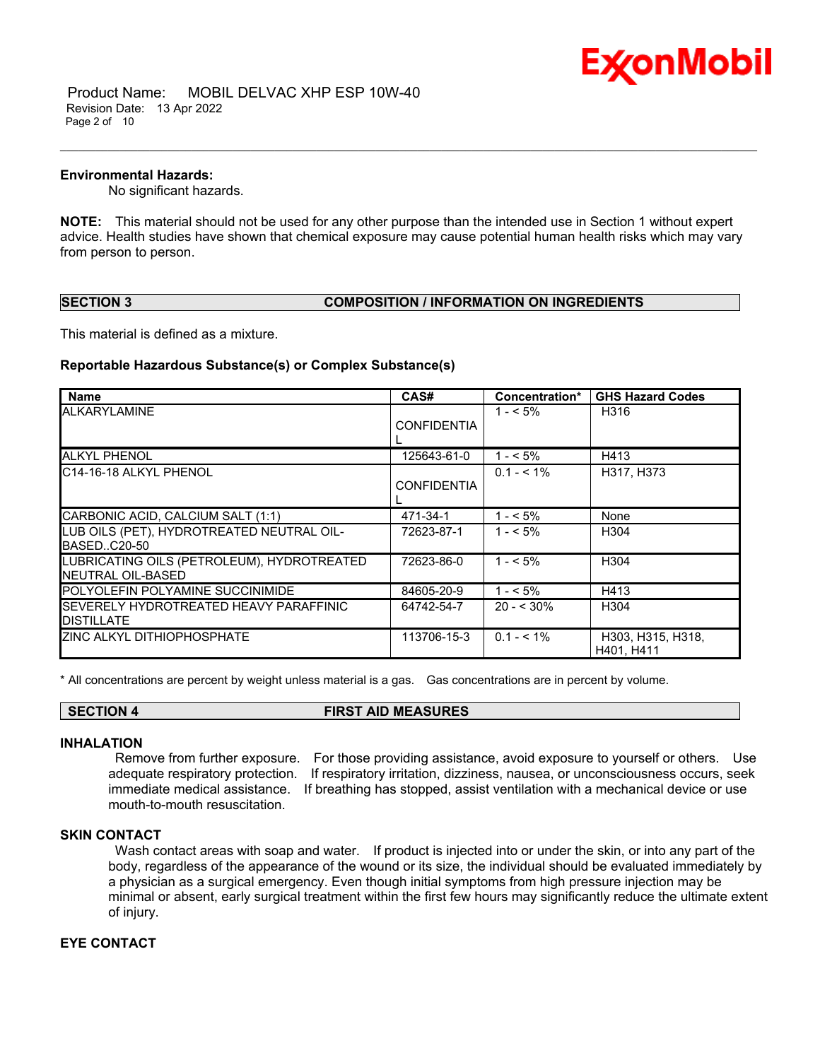**Environmental Hazards:**

No significant hazards.

**NOTE:** This material should not be used for any other purpose than the intended use in Section 1 without expert advice. Health studies have shown that chemical exposure may cause potential human health risks which may vary from person to person.

## SECTION 3 COMPOSITION / INFORMATION ON INGREDIENTS

This material is defined as a mixture.

### Reportable Hazardous Substance(s) or Complex Substance(s)

| Name | CAS# | Concentration* | GHS Hazard Codes |
|---|---|---|---|
| ALKARYLAMINE | CONFIDENTIAL | 1 - < 5% | H316 |
| ALKYL PHENOL | 125643-61-0 | 1 - < 5% | H413 |
| C14-16-18 ALKYL PHENOL | CONFIDENTIAL | 0.1 - < 1% | H317, H373 |
| CARBONIC ACID, CALCIUM SALT (1:1) | 471-34-1 | 1 - < 5% | None |
| LUB OILS (PET), HYDROTREATED NEUTRAL OIL-BASED..C20-50 | 72623-87-1 | 1 - < 5% | H304 |
| LUBRICATING OILS (PETROLEUM), HYDROTREATED NEUTRAL OIL-BASED | 72623-86-0 | 1 - < 5% | H304 |
| POLYOLEFIN POLYAMINE SUCCINIMIDE | 84605-20-9 | 1 - < 5% | H413 |
| SEVERELY HYDROTREATED HEAVY PARAFFINIC DISTILLATE | 64742-54-7 | 20 - < 30% | H304 |
| ZINC ALKYL DITHIOPHOSPHATE | 113706-15-3 | 0.1 - < 1% | H303, H315, H318, H401, H411 |

\* All concentrations are percent by weight unless material is a gas. Gas concentrations are in percent by volume.

## SECTION 4 FIRST AID MEASURES

### INHALATION

Remove from further exposure. For those providing assistance, avoid exposure to yourself or others. Use adequate respiratory protection. If respiratory irritation, dizziness, nausea, or unconsciousness occurs, seek immediate medical assistance. If breathing has stopped, assist ventilation with a mechanical device or use mouth-to-mouth resuscitation.

### SKIN CONTACT

Wash contact areas with soap and water. If product is injected into or under the skin, or into any part of the body, regardless of the appearance of the wound or its size, the individual should be evaluated immediately by a physician as a surgical emergency. Even though initial symptoms from high pressure injection may be minimal or absent, early surgical treatment within the first few hours may significantly reduce the ultimate extent of injury.

### EYE CONTACT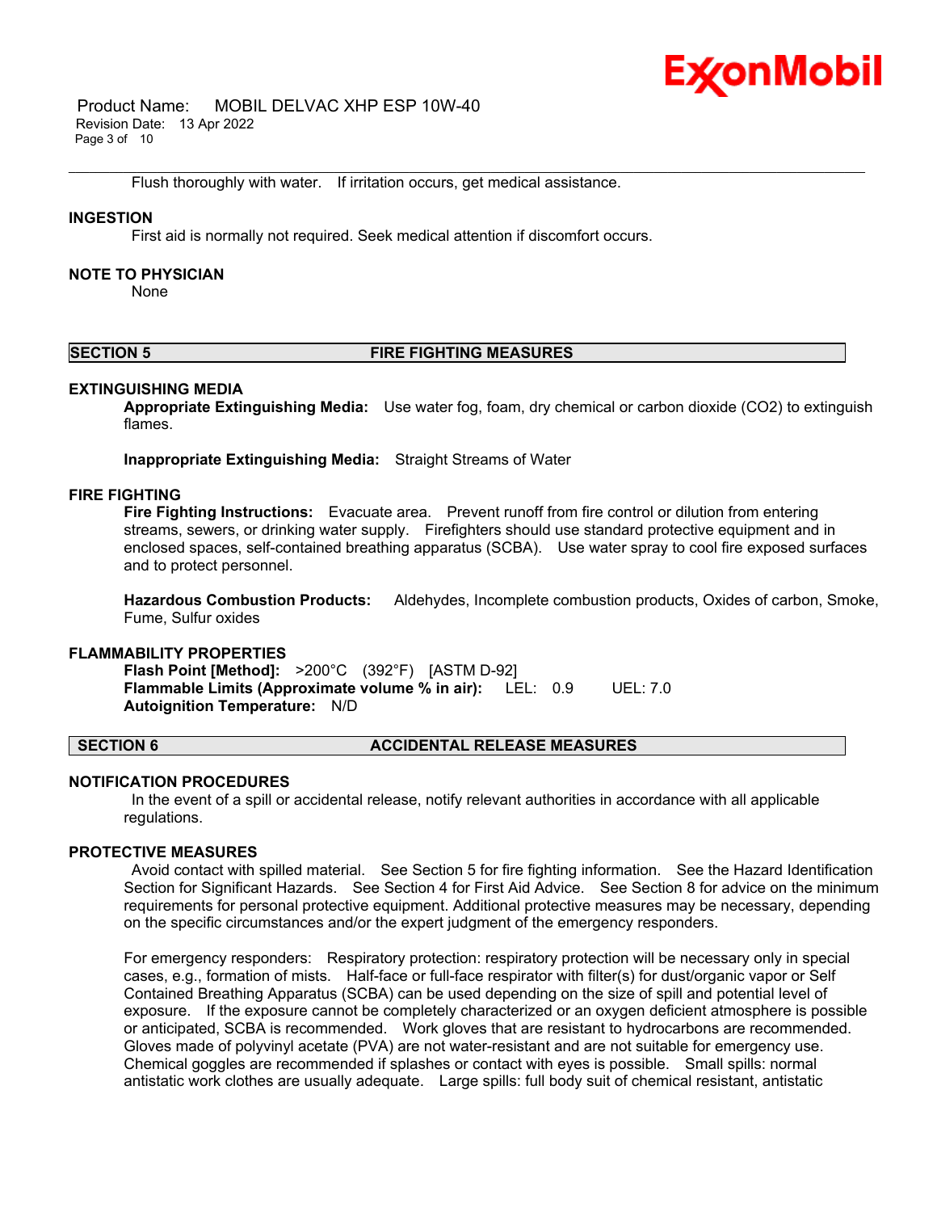Flush thoroughly with water. If irritation occurs, get medical assistance.

### INGESTION

First aid is normally not required. Seek medical attention if discomfort occurs.

### NOTE TO PHYSICIAN

None

## SECTION 5 FIRE FIGHTING MEASURES

### EXTINGUISHING MEDIA

**Appropriate Extinguishing Media:** Use water fog, foam, dry chemical or carbon dioxide ($CO_2$) to extinguish flames.

**Inappropriate Extinguishing Media:** Straight Streams of Water

### FIRE FIGHTING

**Fire Fighting Instructions:** Evacuate area. Prevent runoff from fire control or dilution from entering streams, sewers, or drinking water supply. Firefighters should use standard protective equipment and in enclosed spaces, self-contained breathing apparatus (SCBA). Use water spray to cool fire exposed surfaces and to protect personnel.

**Hazardous Combustion Products:** Aldehydes, Incomplete combustion products, Oxides of carbon, Smoke, Fume, Sulfur oxides

### FLAMMABILITY PROPERTIES

**Flash Point [Method]:** >200°C (392°F) [ASTM D-92]
**Flammable Limits (Approximate volume % in air):** LEL: 0.9 UEL: 7.0
**Autoignition Temperature:** N/D

## SECTION 6 ACCIDENTAL RELEASE MEASURES

### NOTIFICATION PROCEDURES

In the event of a spill or accidental release, notify relevant authorities in accordance with all applicable regulations.

### PROTECTIVE MEASURES

Avoid contact with spilled material. See Section 5 for fire fighting information. See the Hazard Identification Section for Significant Hazards. See Section 4 for First Aid Advice. See Section 8 for advice on the minimum requirements for personal protective equipment. Additional protective measures may be necessary, depending on the specific circumstances and/or the expert judgment of the emergency responders.

For emergency responders: Respiratory protection: respiratory protection will be necessary only in special cases, e.g., formation of mists. Half-face or full-face respirator with filter(s) for dust/organic vapor or Self Contained Breathing Apparatus (SCBA) can be used depending on the size of spill and potential level of exposure. If the exposure cannot be completely characterized or an oxygen deficient atmosphere is possible or anticipated, SCBA is recommended. Work gloves that are resistant to hydrocarbons are recommended. Gloves made of polyvinyl acetate (PVA) are not water-resistant and are not suitable for emergency use. Chemical goggles are recommended if splashes or contact with eyes is possible. Small spills: normal antistatic work clothes are usually adequate. Large spills: full body suit of chemical resistant, antistatic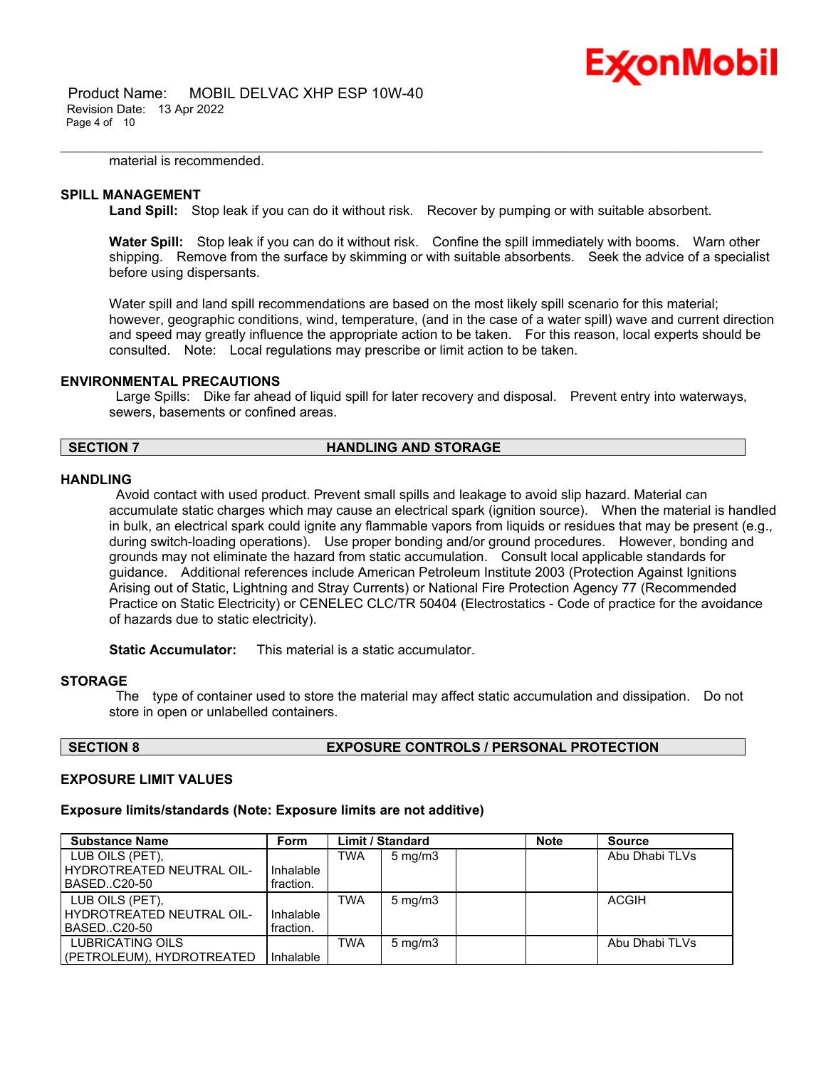material is recommended.

### SPILL MANAGEMENT

**Land Spill:** Stop leak if you can do it without risk. Recover by pumping or with suitable absorbent.

**Water Spill:** Stop leak if you can do it without risk. Confine the spill immediately with booms. Warn other shipping. Remove from the surface by skimming or with suitable absorbents. Seek the advice of a specialist before using dispersants.

Water spill and land spill recommendations are based on the most likely spill scenario for this material; however, geographic conditions, wind, temperature, (and in the case of a water spill) wave and current direction and speed may greatly influence the appropriate action to be taken. For this reason, local experts should be consulted. Note: Local regulations may prescribe or limit action to be taken.

### ENVIRONMENTAL PRECAUTIONS

Large Spills: Dike far ahead of liquid spill for later recovery and disposal. Prevent entry into waterways, sewers, basements or confined areas.

## SECTION 7 HANDLING AND STORAGE

### HANDLING

Avoid contact with used product. Prevent small spills and leakage to avoid slip hazard. Material can accumulate static charges which may cause an electrical spark (ignition source). When the material is handled in bulk, an electrical spark could ignite any flammable vapors from liquids or residues that may be present (e.g., during switch-loading operations). Use proper bonding and/or ground procedures. However, bonding and grounds may not eliminate the hazard from static accumulation. Consult local applicable standards for guidance. Additional references include American Petroleum Institute 2003 (Protection Against Ignitions Arising out of Static, Lightning and Stray Currents) or National Fire Protection Agency 77 (Recommended Practice on Static Electricity) or CENELEC CLC/TR 50404 (Electrostatics - Code of practice for the avoidance of hazards due to static electricity).

**Static Accumulator:** This material is a static accumulator.

### STORAGE

The type of container used to store the material may affect static accumulation and dissipation. Do not store in open or unlabelled containers.

## SECTION 8 EXPOSURE CONTROLS / PERSONAL PROTECTION

### EXPOSURE LIMIT VALUES

**Exposure limits/standards (Note: Exposure limits are not additive)**

| Substance Name | Form | Limit / Standard | | | Note | Source |
|---|---|---|---|---|---|---|
| LUB OILS (PET), HYDROTREATED NEUTRAL OIL-BASED..C20-50 | Inhalable fraction. | TWA | 5 mg/m3 | | | Abu Dhabi TLVs |
| LUB OILS (PET), HYDROTREATED NEUTRAL OIL-BASED..C20-50 | Inhalable fraction. | TWA | 5 mg/m3 | | | ACGIH |
| LUBRICATING OILS (PETROLEUM), HYDROTREATED | Inhalable | TWA | 5 mg/m3 | | | Abu Dhabi TLVs |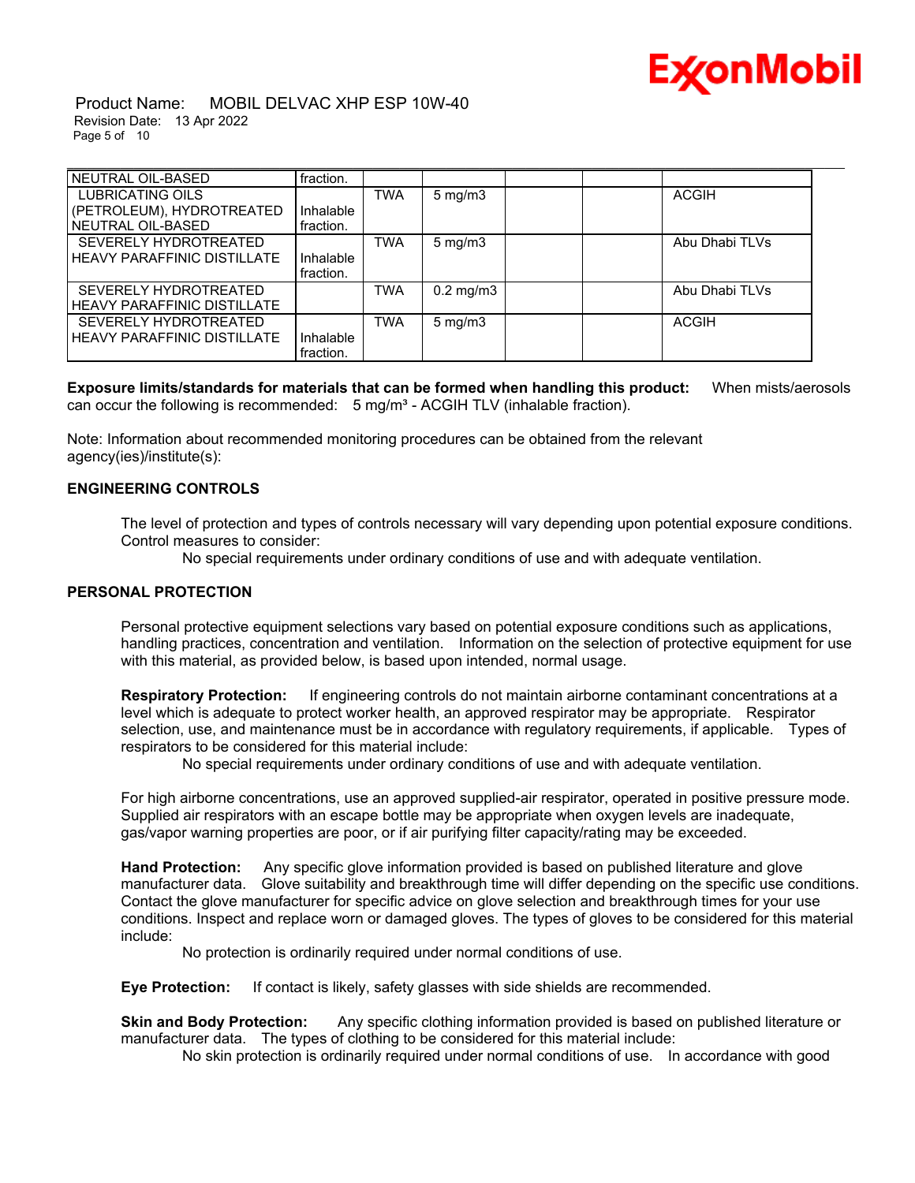| | | | | | | |
|---|---|---|---|---|---|---|
| NEUTRAL OIL-BASED | fraction. | | | | | |
| LUBRICATING OILS (PETROLEUM), HYDROTREATED NEUTRAL OIL-BASED | Inhalable fraction. | TWA | 5 mg/m3 | | | ACGIH |
| SEVERELY HYDROTREATED HEAVY PARAFFINIC DISTILLATE | Inhalable fraction. | TWA | 5 mg/m3 | | | Abu Dhabi TLVs |
| SEVERELY HYDROTREATED HEAVY PARAFFINIC DISTILLATE | | TWA | 0.2 mg/m3 | | | Abu Dhabi TLVs |
| SEVERELY HYDROTREATED HEAVY PARAFFINIC DISTILLATE | Inhalable fraction. | TWA | 5 mg/m3 | | | ACGIH |

**Exposure limits/standards for materials that can be formed when handling this product:** When mists/aerosols can occur the following is recommended: 5 mg/m³ - ACGIH TLV (inhalable fraction).

Note: Information about recommended monitoring procedures can be obtained from the relevant agency(ies)/institute(s):

## ENGINEERING CONTROLS

The level of protection and types of controls necessary will vary depending upon potential exposure conditions. Control measures to consider:

No special requirements under ordinary conditions of use and with adequate ventilation.

## PERSONAL PROTECTION

Personal protective equipment selections vary based on potential exposure conditions such as applications, handling practices, concentration and ventilation. Information on the selection of protective equipment for use with this material, as provided below, is based upon intended, normal usage.

**Respiratory Protection:** If engineering controls do not maintain airborne contaminant concentrations at a level which is adequate to protect worker health, an approved respirator may be appropriate. Respirator selection, use, and maintenance must be in accordance with regulatory requirements, if applicable. Types of respirators to be considered for this material include:

No special requirements under ordinary conditions of use and with adequate ventilation.

For high airborne concentrations, use an approved supplied-air respirator, operated in positive pressure mode. Supplied air respirators with an escape bottle may be appropriate when oxygen levels are inadequate, gas/vapor warning properties are poor, or if air purifying filter capacity/rating may be exceeded.

**Hand Protection:** Any specific glove information provided is based on published literature and glove manufacturer data. Glove suitability and breakthrough time will differ depending on the specific use conditions. Contact the glove manufacturer for specific advice on glove selection and breakthrough times for your use conditions. Inspect and replace worn or damaged gloves. The types of gloves to be considered for this material include:

No protection is ordinarily required under normal conditions of use.

**Eye Protection:** If contact is likely, safety glasses with side shields are recommended.

**Skin and Body Protection:** Any specific clothing information provided is based on published literature or manufacturer data. The types of clothing to be considered for this material include:

No skin protection is ordinarily required under normal conditions of use. In accordance with good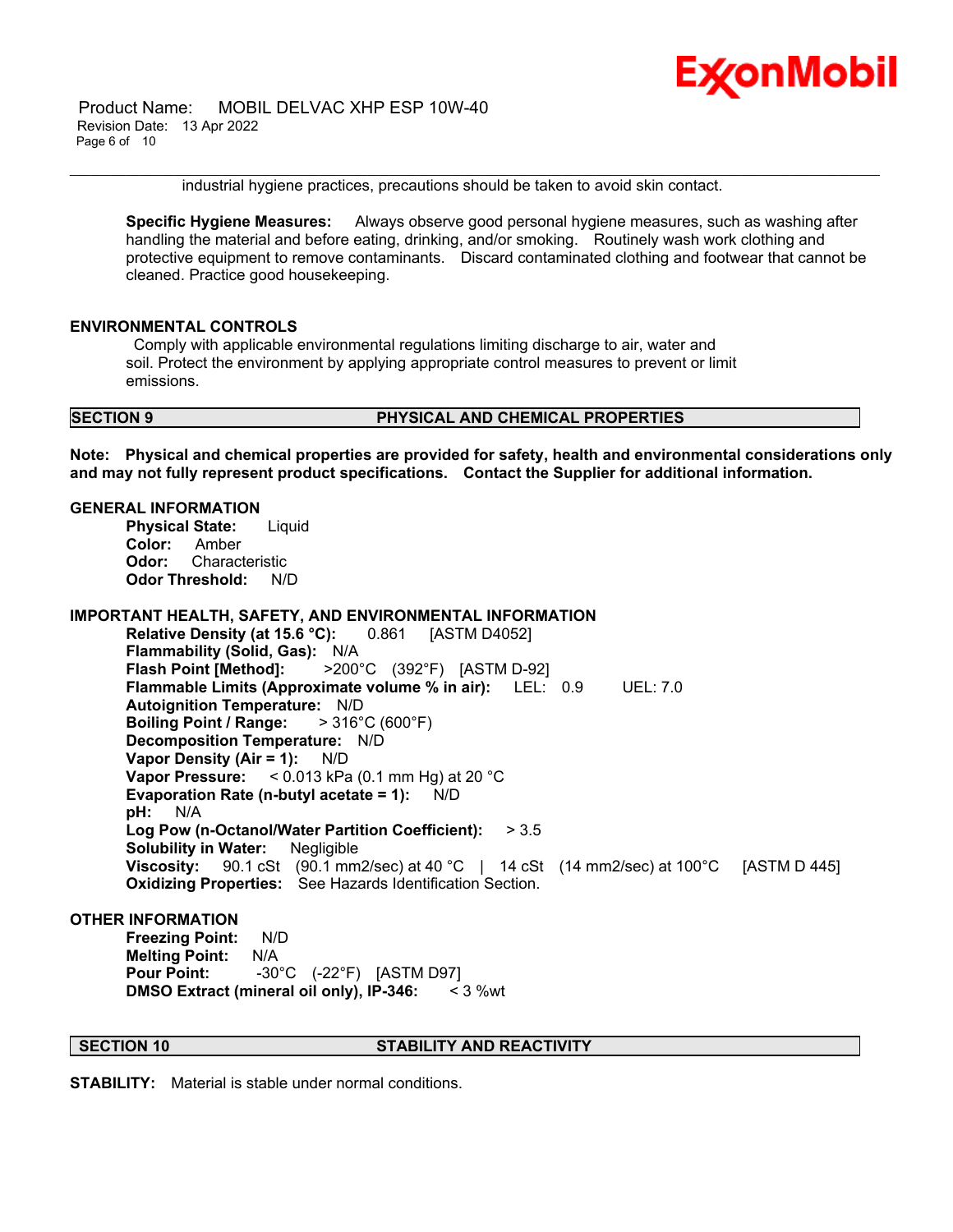industrial hygiene practices, precautions should be taken to avoid skin contact.

**Specific Hygiene Measures:** Always observe good personal hygiene measures, such as washing after handling the material and before eating, drinking, and/or smoking. Routinely wash work clothing and protective equipment to remove contaminants. Discard contaminated clothing and footwear that cannot be cleaned. Practice good housekeeping.

**ENVIRONMENTAL CONTROLS**

Comply with applicable environmental regulations limiting discharge to air, water and soil. Protect the environment by applying appropriate control measures to prevent or limit emissions.

## SECTION 9 PHYSICAL AND CHEMICAL PROPERTIES

**Note: Physical and chemical properties are provided for safety, health and environmental considerations only and may not fully represent product specifications. Contact the Supplier for additional information.**

**GENERAL INFORMATION**

**Physical State:** Liquid
**Color:** Amber
**Odor:** Characteristic
**Odor Threshold:** N/D

**IMPORTANT HEALTH, SAFETY, AND ENVIRONMENTAL INFORMATION**

**Relative Density (at 15.6 °C):** 0.861 [ASTM D4052]
**Flammability (Solid, Gas):** N/A
**Flash Point [Method]:** >200°C (392°F) [ASTM D-92]
**Flammable Limits (Approximate volume % in air):** LEL: 0.9 UEL: 7.0
**Autoignition Temperature:** N/D
**Boiling Point / Range:** > 316°C (600°F)
**Decomposition Temperature:** N/D
**Vapor Density (Air = 1):** N/D
**Vapor Pressure:** < 0.013 kPa (0.1 mm Hg) at 20 °C
**Evaporation Rate (n-butyl acetate = 1):** N/D
**pH:** N/A
**Log Pow (n-Octanol/Water Partition Coefficient):** > 3.5
**Solubility in Water:** Negligible
**Viscosity:** 90.1 cSt (90.1 mm2/sec) at 40 °C | 14 cSt (14 mm2/sec) at 100°C [ASTM D 445]
**Oxidizing Properties:** See Hazards Identification Section.

**OTHER INFORMATION**

**Freezing Point:** N/D
**Melting Point:** N/A
**Pour Point:** -30°C (-22°F) [ASTM D97]
**DMSO Extract (mineral oil only), IP-346:** < 3 %wt

## SECTION 10 STABILITY AND REACTIVITY

**STABILITY:** Material is stable under normal conditions.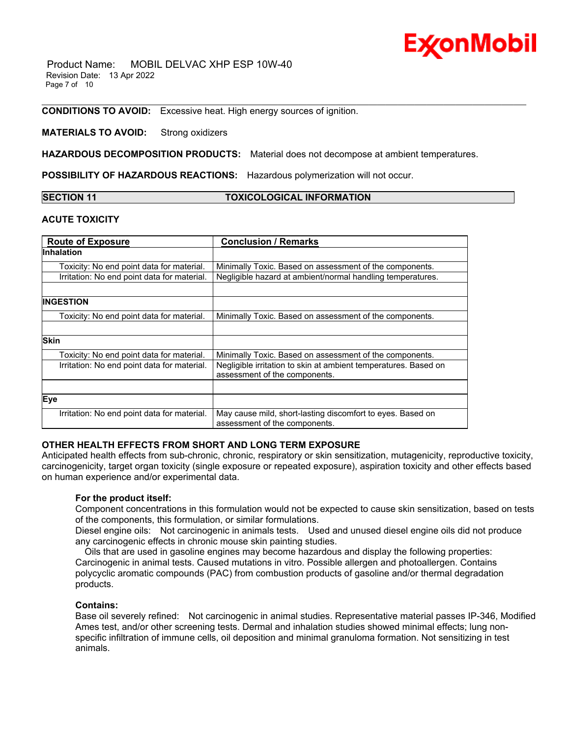**CONDITIONS TO AVOID:** Excessive heat. High energy sources of ignition.

**MATERIALS TO AVOID:** Strong oxidizers

**HAZARDOUS DECOMPOSITION PRODUCTS:** Material does not decompose at ambient temperatures.

**POSSIBILITY OF HAZARDOUS REACTIONS:** Hazardous polymerization will not occur.

## SECTION 11 TOXICOLOGICAL INFORMATION

### ACUTE TOXICITY

| Route of Exposure | Conclusion / Remarks |
|---|---|
| **Inhalation** | |
| Toxicity: No end point data for material. | Minimally Toxic. Based on assessment of the components. |
| Irritation: No end point data for material. | Negligible hazard at ambient/normal handling temperatures. |
| | |
| **INGESTION** | |
| Toxicity: No end point data for material. | Minimally Toxic. Based on assessment of the components. |
| | |
| **Skin** | |
| Toxicity: No end point data for material. | Minimally Toxic. Based on assessment of the components. |
| Irritation: No end point data for material. | Negligible irritation to skin at ambient temperatures. Based on assessment of the components. |
| | |
| **Eye** | |
| Irritation: No end point data for material. | May cause mild, short-lasting discomfort to eyes. Based on assessment of the components. |

### OTHER HEALTH EFFECTS FROM SHORT AND LONG TERM EXPOSURE

Anticipated health effects from sub-chronic, chronic, respiratory or skin sensitization, mutagenicity, reproductive toxicity, carcinogenicity, target organ toxicity (single exposure or repeated exposure), aspiration toxicity and other effects based on human experience and/or experimental data.

**For the product itself:**
Component concentrations in this formulation would not be expected to cause skin sensitization, based on tests of the components, this formulation, or similar formulations.
Diesel engine oils: Not carcinogenic in animals tests. Used and unused diesel engine oils did not produce any carcinogenic effects in chronic mouse skin painting studies.
Oils that are used in gasoline engines may become hazardous and display the following properties: Carcinogenic in animal tests. Caused mutations in vitro. Possible allergen and photoallergen. Contains polycyclic aromatic compounds (PAC) from combustion products of gasoline and/or thermal degradation products.

**Contains:**
Base oil severely refined: Not carcinogenic in animal studies. Representative material passes IP-346, Modified Ames test, and/or other screening tests. Dermal and inhalation studies showed minimal effects; lung non-specific infiltration of immune cells, oil deposition and minimal granuloma formation. Not sensitizing in test animals.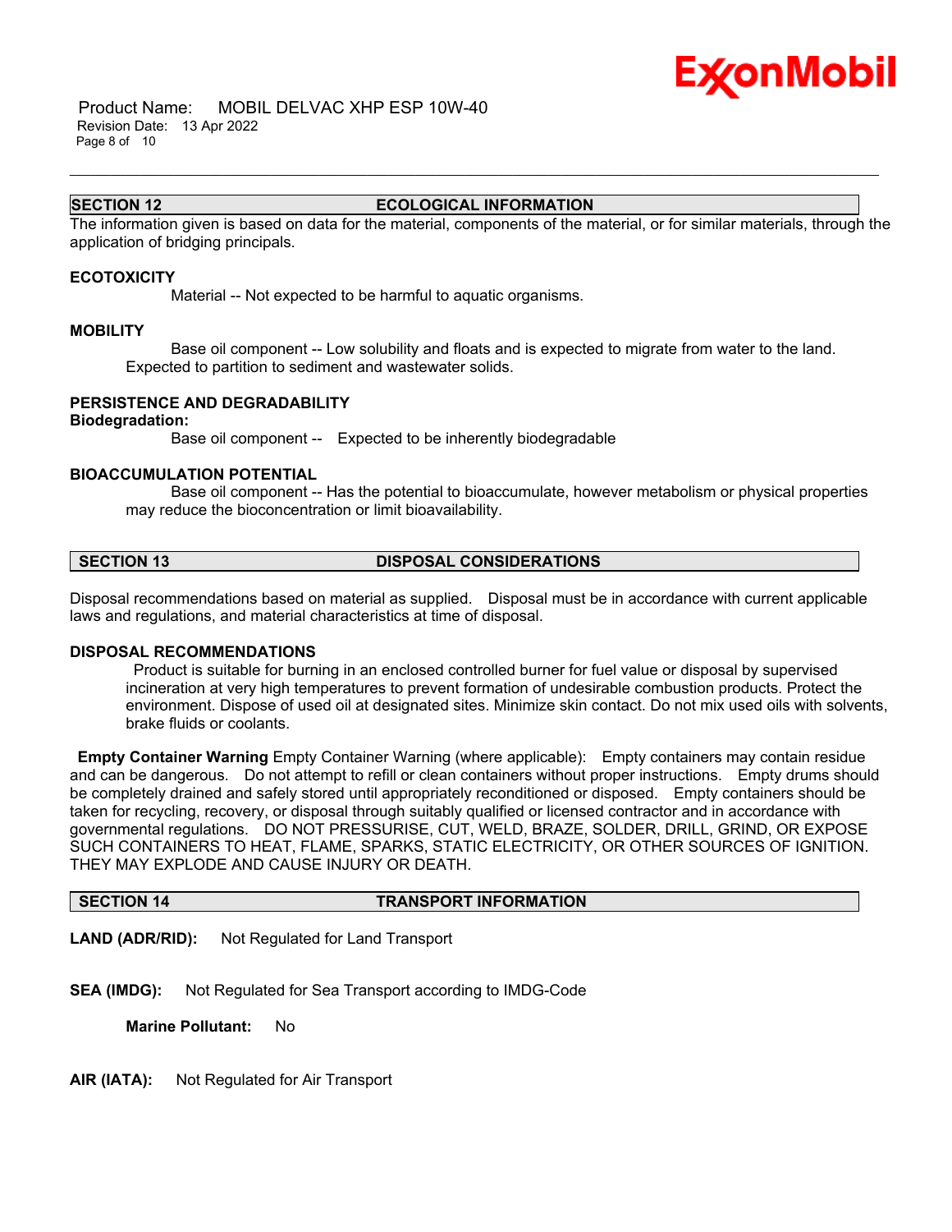## SECTION 12 ECOLOGICAL INFORMATION

The information given is based on data for the material, components of the material, or for similar materials, through the application of bridging principals.

### ECOTOXICITY

Material -- Not expected to be harmful to aquatic organisms.

### MOBILITY

Base oil component -- Low solubility and floats and is expected to migrate from water to the land. Expected to partition to sediment and wastewater solids.

### PERSISTENCE AND DEGRADABILITY

**Biodegradation:**

Base oil component -- Expected to be inherently biodegradable

### BIOACCUMULATION POTENTIAL

Base oil component -- Has the potential to bioaccumulate, however metabolism or physical properties may reduce the bioconcentration or limit bioavailability.

## SECTION 13 DISPOSAL CONSIDERATIONS

Disposal recommendations based on material as supplied. Disposal must be in accordance with current applicable laws and regulations, and material characteristics at time of disposal.

### DISPOSAL RECOMMENDATIONS

Product is suitable for burning in an enclosed controlled burner for fuel value or disposal by supervised incineration at very high temperatures to prevent formation of undesirable combustion products. Protect the environment. Dispose of used oil at designated sites. Minimize skin contact. Do not mix used oils with solvents, brake fluids or coolants.

**Empty Container Warning** Empty Container Warning (where applicable): Empty containers may contain residue and can be dangerous. Do not attempt to refill or clean containers without proper instructions. Empty drums should be completely drained and safely stored until appropriately reconditioned or disposed. Empty containers should be taken for recycling, recovery, or disposal through suitably qualified or licensed contractor and in accordance with governmental regulations. DO NOT PRESSURISE, CUT, WELD, BRAZE, SOLDER, DRILL, GRIND, OR EXPOSE SUCH CONTAINERS TO HEAT, FLAME, SPARKS, STATIC ELECTRICITY, OR OTHER SOURCES OF IGNITION. THEY MAY EXPLODE AND CAUSE INJURY OR DEATH.

## SECTION 14 TRANSPORT INFORMATION

**LAND (ADR/RID):** Not Regulated for Land Transport

**SEA (IMDG):** Not Regulated for Sea Transport according to IMDG-Code

**Marine Pollutant:** No

**AIR (IATA):** Not Regulated for Air Transport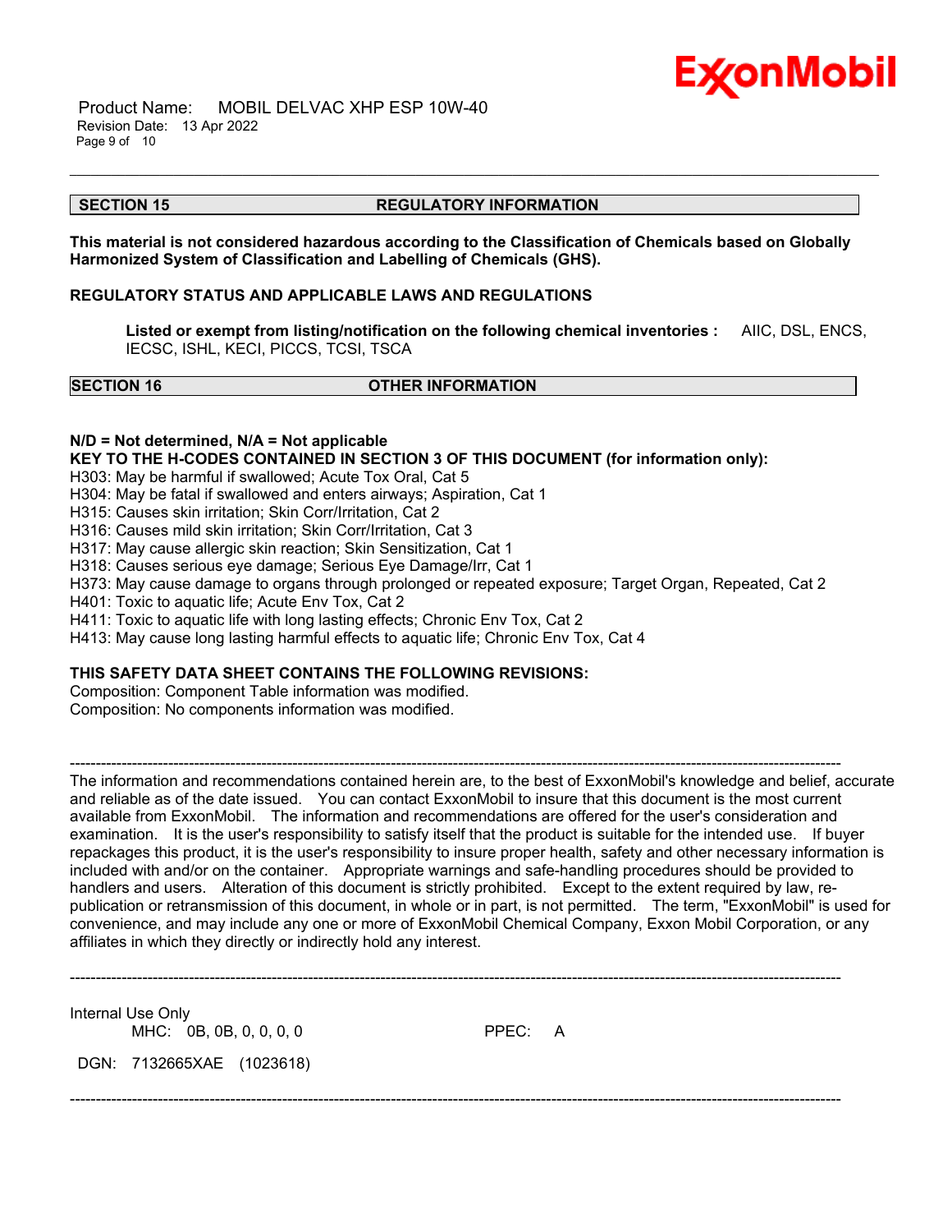## SECTION 15 REGULATORY INFORMATION

**This material is not considered hazardous according to the Classification of Chemicals based on Globally Harmonized System of Classification and Labelling of Chemicals (GHS).**

**REGULATORY STATUS AND APPLICABLE LAWS AND REGULATIONS**

**Listed or exempt from listing/notification on the following chemical inventories :** AIIC, DSL, ENCS, IECSC, ISHL, KECI, PICCS, TCSI, TSCA

## SECTION 16 OTHER INFORMATION

**N/D = Not determined, N/A = Not applicable**

**KEY TO THE H-CODES CONTAINED IN SECTION 3 OF THIS DOCUMENT (for information only):**

H303: May be harmful if swallowed; Acute Tox Oral, Cat 5
H304: May be fatal if swallowed and enters airways; Aspiration, Cat 1
H315: Causes skin irritation; Skin Corr/Irritation, Cat 2
H316: Causes mild skin irritation; Skin Corr/Irritation, Cat 3
H317: May cause allergic skin reaction; Skin Sensitization, Cat 1
H318: Causes serious eye damage; Serious Eye Damage/Irr, Cat 1
H373: May cause damage to organs through prolonged or repeated exposure; Target Organ, Repeated, Cat 2
H401: Toxic to aquatic life; Acute Env Tox, Cat 2
H411: Toxic to aquatic life with long lasting effects; Chronic Env Tox, Cat 2
H413: May cause long lasting harmful effects to aquatic life; Chronic Env Tox, Cat 4

**THIS SAFETY DATA SHEET CONTAINS THE FOLLOWING REVISIONS:**

Composition: Component Table information was modified.
Composition: No components information was modified.

---

The information and recommendations contained herein are, to the best of ExxonMobil's knowledge and belief, accurate and reliable as of the date issued. You can contact ExxonMobil to insure that this document is the most current available from ExxonMobil. The information and recommendations are offered for the user's consideration and examination. It is the user's responsibility to satisfy itself that the product is suitable for the intended use. If buyer repackages this product, it is the user's responsibility to insure proper health, safety and other necessary information is included with and/or on the container. Appropriate warnings and safe-handling procedures should be provided to handlers and users. Alteration of this document is strictly prohibited. Except to the extent required by law, re-publication or retransmission of this document, in whole or in part, is not permitted. The term, "ExxonMobil" is used for convenience, and may include any one or more of ExxonMobil Chemical Company, Exxon Mobil Corporation, or any affiliates in which they directly or indirectly hold any interest.

---

Internal Use Only

MHC: 0B, 0B, 0, 0, 0, 0 PPEC: A

DGN: 7132665XAE (1023618)

---